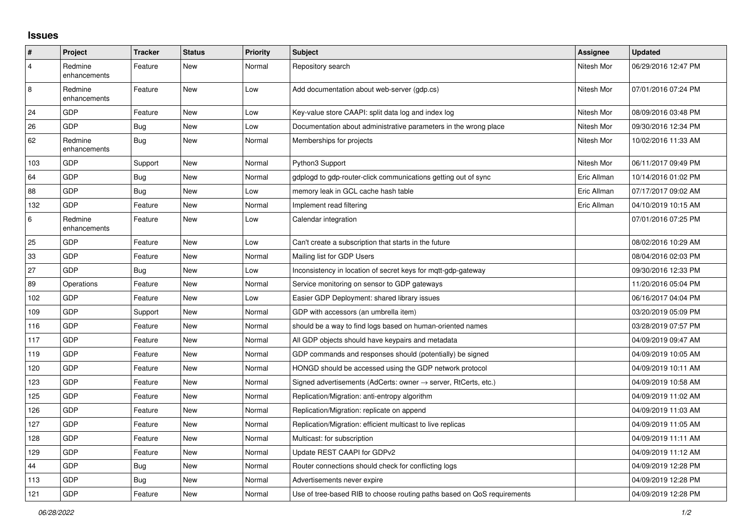## Issues

| # | Project | Tracker | Status | Priority | Subject | Assignee | Updated |
|---|---|---|---|---|---|---|---|
| 4 | Redmine enhancements | Feature | New | Normal | Repository search | Nitesh Mor | 06/29/2016 12:47 PM |
| 8 | Redmine enhancements | Feature | New | Low | Add documentation about web-server (gdp.cs) | Nitesh Mor | 07/01/2016 07:24 PM |
| 24 | GDP | Feature | New | Low | Key-value store CAAPI: split data log and index log | Nitesh Mor | 08/09/2016 03:48 PM |
| 26 | GDP | Bug | New | Low | Documentation about administrative parameters in the wrong place | Nitesh Mor | 09/30/2016 12:34 PM |
| 62 | Redmine enhancements | Bug | New | Normal | Memberships for projects | Nitesh Mor | 10/02/2016 11:33 AM |
| 103 | GDP | Support | New | Normal | Python3 Support | Nitesh Mor | 06/11/2017 09:49 PM |
| 64 | GDP | Bug | New | Normal | gdplogd to gdp-router-click communications getting out of sync | Eric Allman | 10/14/2016 01:02 PM |
| 88 | GDP | Bug | New | Low | memory leak in GCL cache hash table | Eric Allman | 07/17/2017 09:02 AM |
| 132 | GDP | Feature | New | Normal | Implement read filtering | Eric Allman | 04/10/2019 10:15 AM |
| 6 | Redmine enhancements | Feature | New | Low | Calendar integration | | 07/01/2016 07:25 PM |
| 25 | GDP | Feature | New | Low | Can't create a subscription that starts in the future | | 08/02/2016 10:29 AM |
| 33 | GDP | Feature | New | Normal | Mailing list for GDP Users | | 08/04/2016 02:03 PM |
| 27 | GDP | Bug | New | Low | Inconsistency in location of secret keys for mqtt-gdp-gateway | | 09/30/2016 12:33 PM |
| 89 | Operations | Feature | New | Normal | Service monitoring on sensor to GDP gateways | | 11/20/2016 05:04 PM |
| 102 | GDP | Feature | New | Low | Easier GDP Deployment: shared library issues | | 06/16/2017 04:04 PM |
| 109 | GDP | Support | New | Normal | GDP with accessors (an umbrella item) | | 03/20/2019 05:09 PM |
| 116 | GDP | Feature | New | Normal | should be a way to find logs based on human-oriented names | | 03/28/2019 07:57 PM |
| 117 | GDP | Feature | New | Normal | All GDP objects should have keypairs and metadata | | 04/09/2019 09:47 AM |
| 119 | GDP | Feature | New | Normal | GDP commands and responses should (potentially) be signed | | 04/09/2019 10:05 AM |
| 120 | GDP | Feature | New | Normal | HONGD should be accessed using the GDP network protocol | | 04/09/2019 10:11 AM |
| 123 | GDP | Feature | New | Normal | Signed advertisements (AdCerts: owner → server, RtCerts, etc.) | | 04/09/2019 10:58 AM |
| 125 | GDP | Feature | New | Normal | Replication/Migration: anti-entropy algorithm | | 04/09/2019 11:02 AM |
| 126 | GDP | Feature | New | Normal | Replication/Migration: replicate on append | | 04/09/2019 11:03 AM |
| 127 | GDP | Feature | New | Normal | Replication/Migration: efficient multicast to live replicas | | 04/09/2019 11:05 AM |
| 128 | GDP | Feature | New | Normal | Multicast: for subscription | | 04/09/2019 11:11 AM |
| 129 | GDP | Feature | New | Normal | Update REST CAAPI for GDPv2 | | 04/09/2019 11:12 AM |
| 44 | GDP | Bug | New | Normal | Router connections should check for conflicting logs | | 04/09/2019 12:28 PM |
| 113 | GDP | Bug | New | Normal | Advertisements never expire | | 04/09/2019 12:28 PM |
| 121 | GDP | Feature | New | Normal | Use of tree-based RIB to choose routing paths based on QoS requirements | | 04/09/2019 12:28 PM |

*06/28/2022*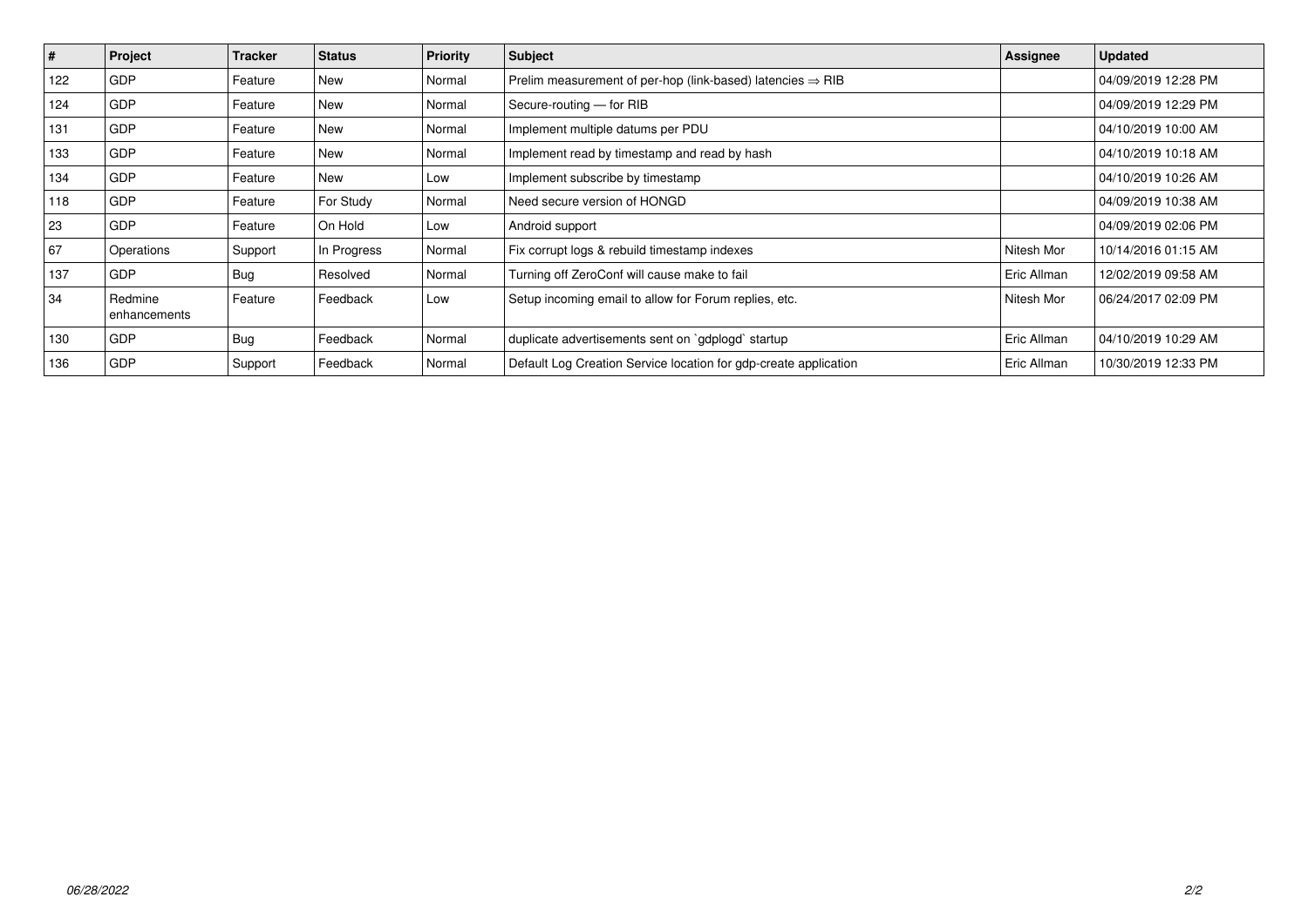| # | Project | Tracker | Status | Priority | Subject | Assignee | Updated |
|---|---|---|---|---|---|---|---|
| 122 | GDP | Feature | New | Normal | Prelim measurement of per-hop (link-based) latencies ⇒ RIB | | 04/09/2019 12:28 PM |
| 124 | GDP | Feature | New | Normal | Secure-routing — for RIB | | 04/09/2019 12:29 PM |
| 131 | GDP | Feature | New | Normal | Implement multiple datums per PDU | | 04/10/2019 10:00 AM |
| 133 | GDP | Feature | New | Normal | Implement read by timestamp and read by hash | | 04/10/2019 10:18 AM |
| 134 | GDP | Feature | New | Low | Implement subscribe by timestamp | | 04/10/2019 10:26 AM |
| 118 | GDP | Feature | For Study | Normal | Need secure version of HONGD | | 04/09/2019 10:38 AM |
| 23 | GDP | Feature | On Hold | Low | Android support | | 04/09/2019 02:06 PM |
| 67 | Operations | Support | In Progress | Normal | Fix corrupt logs & rebuild timestamp indexes | Nitesh Mor | 10/14/2016 01:15 AM |
| 137 | GDP | Bug | Resolved | Normal | Turning off ZeroConf will cause make to fail | Eric Allman | 12/02/2019 09:58 AM |
| 34 | Redmine enhancements | Feature | Feedback | Low | Setup incoming email to allow for Forum replies, etc. | Nitesh Mor | 06/24/2017 02:09 PM |
| 130 | GDP | Bug | Feedback | Normal | duplicate advertisements sent on `gdplogd` startup | Eric Allman | 04/10/2019 10:29 AM |
| 136 | GDP | Support | Feedback | Normal | Default Log Creation Service location for gdp-create application | Eric Allman | 10/30/2019 12:33 PM |